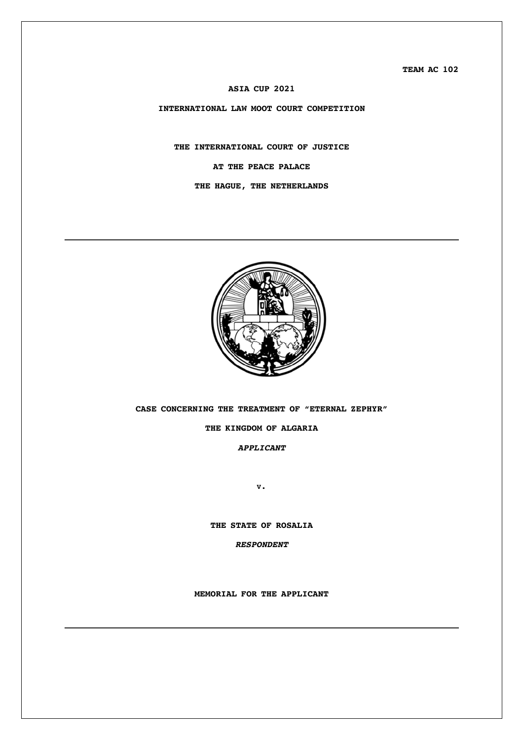**TEAM AC 102**

**ASIA CUP 2021**

**INTERNATIONAL LAW MOOT COURT COMPETITION**

**THE INTERNATIONAL COURT OF JUSTICE**

**AT THE PEACE PALACE**

**THE HAGUE, THE NETHERLANDS**

---

**CASE CONCERNING THE TREATMENT OF "ETERNAL ZEPHYR"**

**THE KINGDOM OF ALGARIA**

***APPLICANT***

**v.**

**THE STATE OF ROSALIA**

***RESPONDENT***

**MEMORIAL FOR THE APPLICANT**

---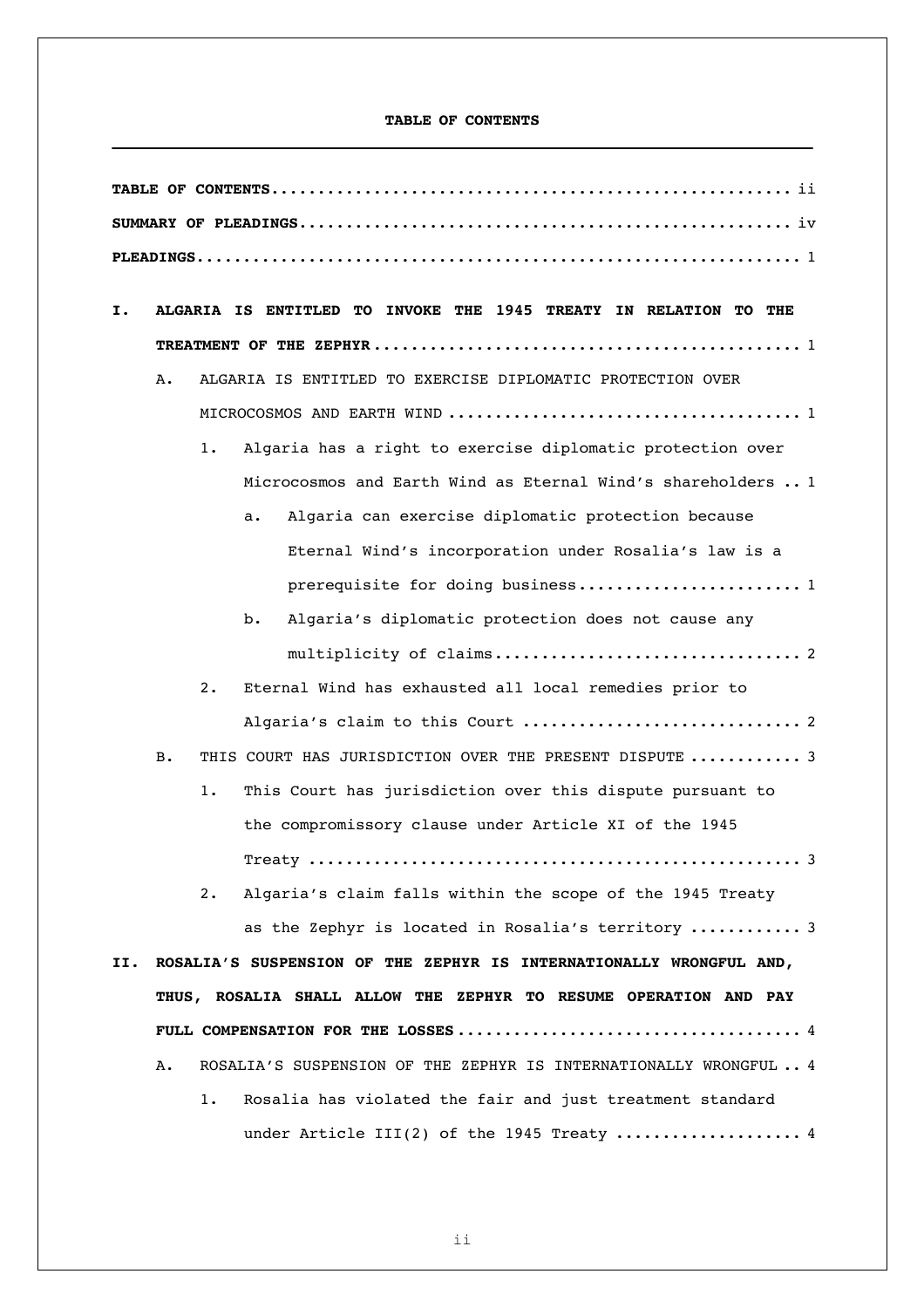**TABLE OF CONTENTS**

**TABLE OF CONTENTS** ........................................................ ii

**SUMMARY OF PLEADINGS** .................................................... iv

**PLEADINGS** ................................................................ 1

**I. ALGARIA IS ENTITLED TO INVOKE THE 1945 TREATY IN RELATION TO THE TREATMENT OF THE ZEPHYR** ............................................. 1

- A. ALGARIA IS ENTITLED TO EXERCISE DIPLOMATIC PROTECTION OVER MICROCOSMOS AND EARTH WIND ...................................... 1
  - 1. Algaria has a right to exercise diplomatic protection over Microcosmos and Earth Wind as Eternal Wind's shareholders .. 1
    - a. Algaria can exercise diplomatic protection because Eternal Wind's incorporation under Rosalia's law is a prerequisite for doing business ........................ 1
    - b. Algaria's diplomatic protection does not cause any multiplicity of claims ................................ 2
  - 2. Eternal Wind has exhausted all local remedies prior to Algaria's claim to this Court ............................. 2
- B. THIS COURT HAS JURISDICTION OVER THE PRESENT DISPUTE ............ 3
  - 1. This Court has jurisdiction over this dispute pursuant to the compromissory clause under Article XI of the 1945 Treaty ................................................... 3
  - 2. Algaria's claim falls within the scope of the 1945 Treaty as the Zephyr is located in Rosalia's territory ............ 3

**II. ROSALIA'S SUSPENSION OF THE ZEPHYR IS INTERNATIONALLY WRONGFUL AND, THUS, ROSALIA SHALL ALLOW THE ZEPHYR TO RESUME OPERATION AND PAY FULL COMPENSATION FOR THE LOSSES** .................................... 4

- A. ROSALIA'S SUSPENSION OF THE ZEPHYR IS INTERNATIONALLY WRONGFUL .. 4
  - 1. Rosalia has violated the fair and just treatment standard under Article III(2) of the 1945 Treaty .................... 4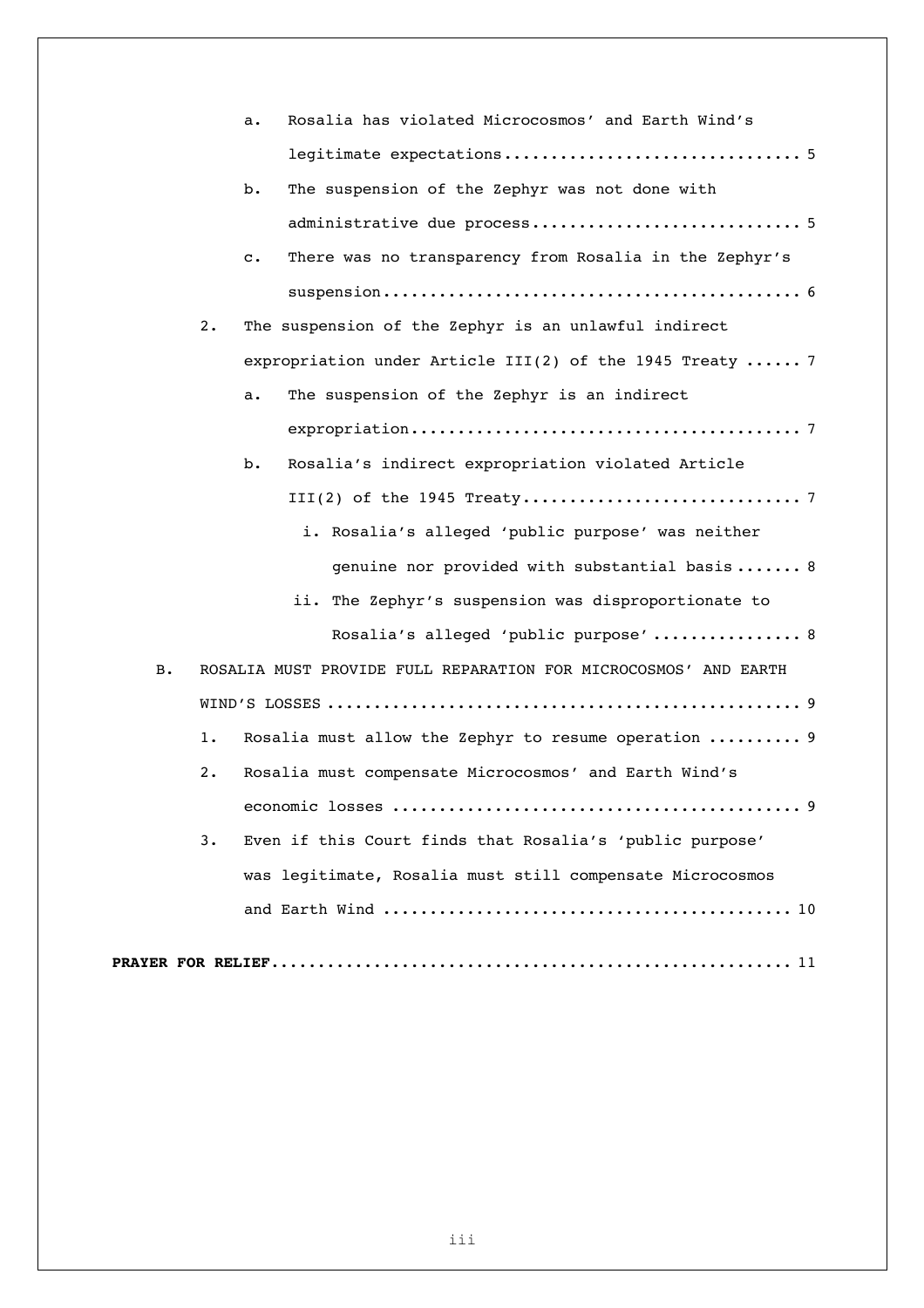a. Rosalia has violated Microcosmos' and Earth Wind's legitimate expectations ................................ 5

b. The suspension of the Zephyr was not done with administrative due process ............................. 5

c. There was no transparency from Rosalia in the Zephyr's suspension ............................................ 6

2. The suspension of the Zephyr is an unlawful indirect expropriation under Article III(2) of the 1945 Treaty ...... 7

a. The suspension of the Zephyr is an indirect expropriation .......................................... 7

b. Rosalia's indirect expropriation violated Article III(2) of the 1945 Treaty .............................. 7

i. Rosalia's alleged 'public purpose' was neither genuine nor provided with substantial basis ....... 8

ii. The Zephyr's suspension was disproportionate to Rosalia's alleged 'public purpose' ................ 8

B. ROSALIA MUST PROVIDE FULL REPARATION FOR MICROCOSMOS' AND EARTH WIND'S LOSSES .................................................. 9

1. Rosalia must allow the Zephyr to resume operation .......... 9

2. Rosalia must compensate Microcosmos' and Earth Wind's economic losses ........................................... 9

3. Even if this Court finds that Rosalia's 'public purpose' was legitimate, Rosalia must still compensate Microcosmos and Earth Wind ........................................... 10

**PRAYER FOR RELIEF** ...................................................... 11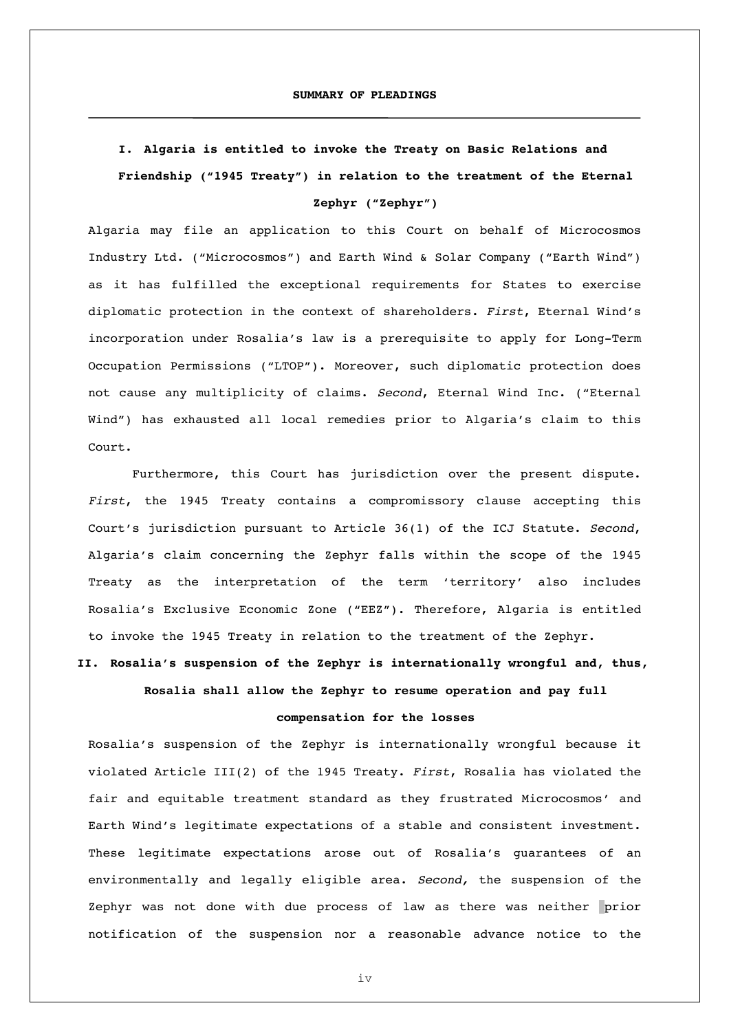## SUMMARY OF PLEADINGS

### I. Algaria is entitled to invoke the Treaty on Basic Relations and Friendship ("1945 Treaty") in relation to the treatment of the Eternal Zephyr ("Zephyr")

Algaria may file an application to this Court on behalf of Microcosmos Industry Ltd. ("Microcosmos") and Earth Wind & Solar Company ("Earth Wind") as it has fulfilled the exceptional requirements for States to exercise diplomatic protection in the context of shareholders. *First*, Eternal Wind's incorporation under Rosalia's law is a prerequisite to apply for Long-Term Occupation Permissions ("LTOP"). Moreover, such diplomatic protection does not cause any multiplicity of claims. *Second*, Eternal Wind Inc. ("Eternal Wind") has exhausted all local remedies prior to Algaria's claim to this Court.

Furthermore, this Court has jurisdiction over the present dispute. *First*, the 1945 Treaty contains a compromissory clause accepting this Court's jurisdiction pursuant to Article 36(1) of the ICJ Statute. *Second*, Algaria's claim concerning the Zephyr falls within the scope of the 1945 Treaty as the interpretation of the term 'territory' also includes Rosalia's Exclusive Economic Zone ("EEZ"). Therefore, Algaria is entitled to invoke the 1945 Treaty in relation to the treatment of the Zephyr.

### II. Rosalia's suspension of the Zephyr is internationally wrongful and, thus, Rosalia shall allow the Zephyr to resume operation and pay full compensation for the losses

Rosalia's suspension of the Zephyr is internationally wrongful because it violated Article III(2) of the 1945 Treaty. *First*, Rosalia has violated the fair and equitable treatment standard as they frustrated Microcosmos' and Earth Wind's legitimate expectations of a stable and consistent investment. These legitimate expectations arose out of Rosalia's guarantees of an environmentally and legally eligible area. *Second,* the suspension of the Zephyr was not done with due process of law as there was neither prior notification of the suspension nor a reasonable advance notice to the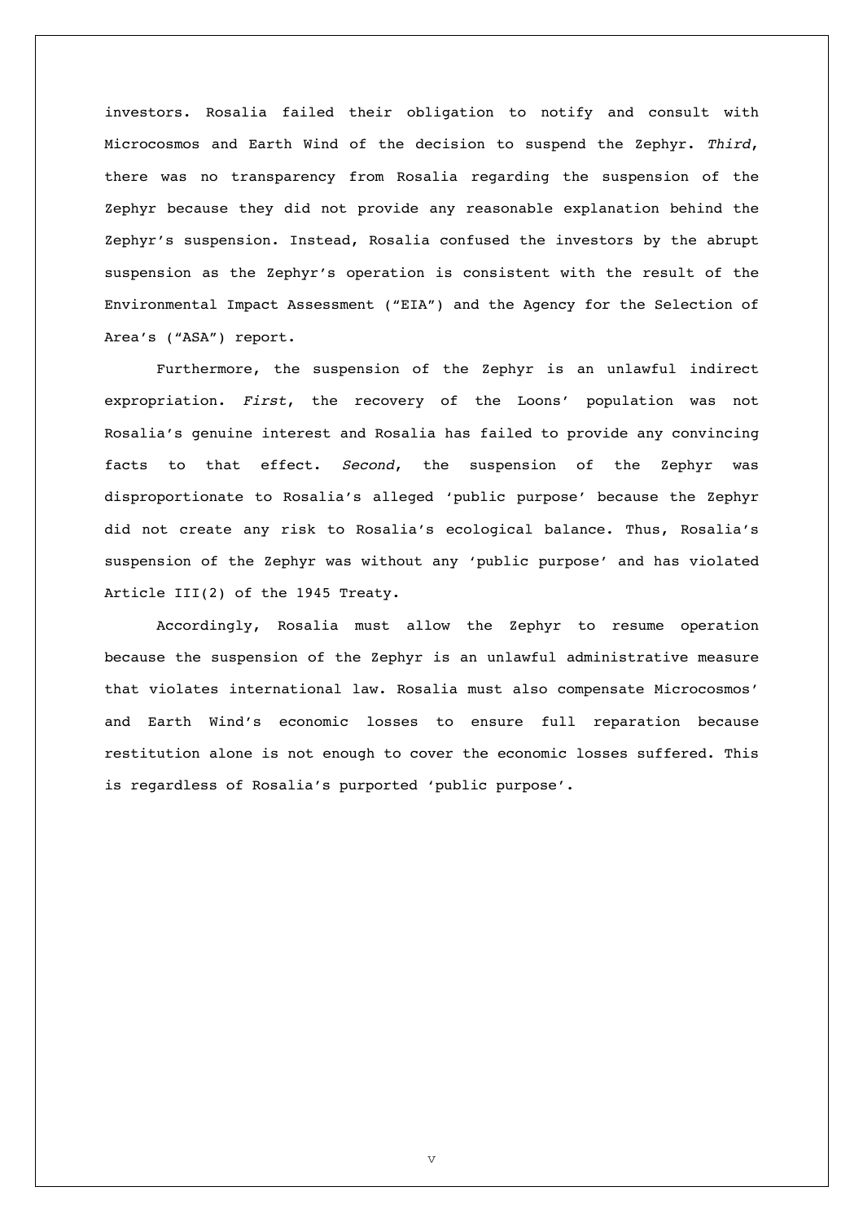investors. Rosalia failed their obligation to notify and consult with Microcosmos and Earth Wind of the decision to suspend the Zephyr. *Third*, there was no transparency from Rosalia regarding the suspension of the Zephyr because they did not provide any reasonable explanation behind the Zephyr's suspension. Instead, Rosalia confused the investors by the abrupt suspension as the Zephyr's operation is consistent with the result of the Environmental Impact Assessment ("EIA") and the Agency for the Selection of Area's ("ASA") report.

Furthermore, the suspension of the Zephyr is an unlawful indirect expropriation. *First*, the recovery of the Loons' population was not Rosalia's genuine interest and Rosalia has failed to provide any convincing facts to that effect. *Second*, the suspension of the Zephyr was disproportionate to Rosalia's alleged 'public purpose' because the Zephyr did not create any risk to Rosalia's ecological balance. Thus, Rosalia's suspension of the Zephyr was without any 'public purpose' and has violated Article III(2) of the 1945 Treaty.

Accordingly, Rosalia must allow the Zephyr to resume operation because the suspension of the Zephyr is an unlawful administrative measure that violates international law. Rosalia must also compensate Microcosmos' and Earth Wind's economic losses to ensure full reparation because restitution alone is not enough to cover the economic losses suffered. This is regardless of Rosalia's purported 'public purpose'.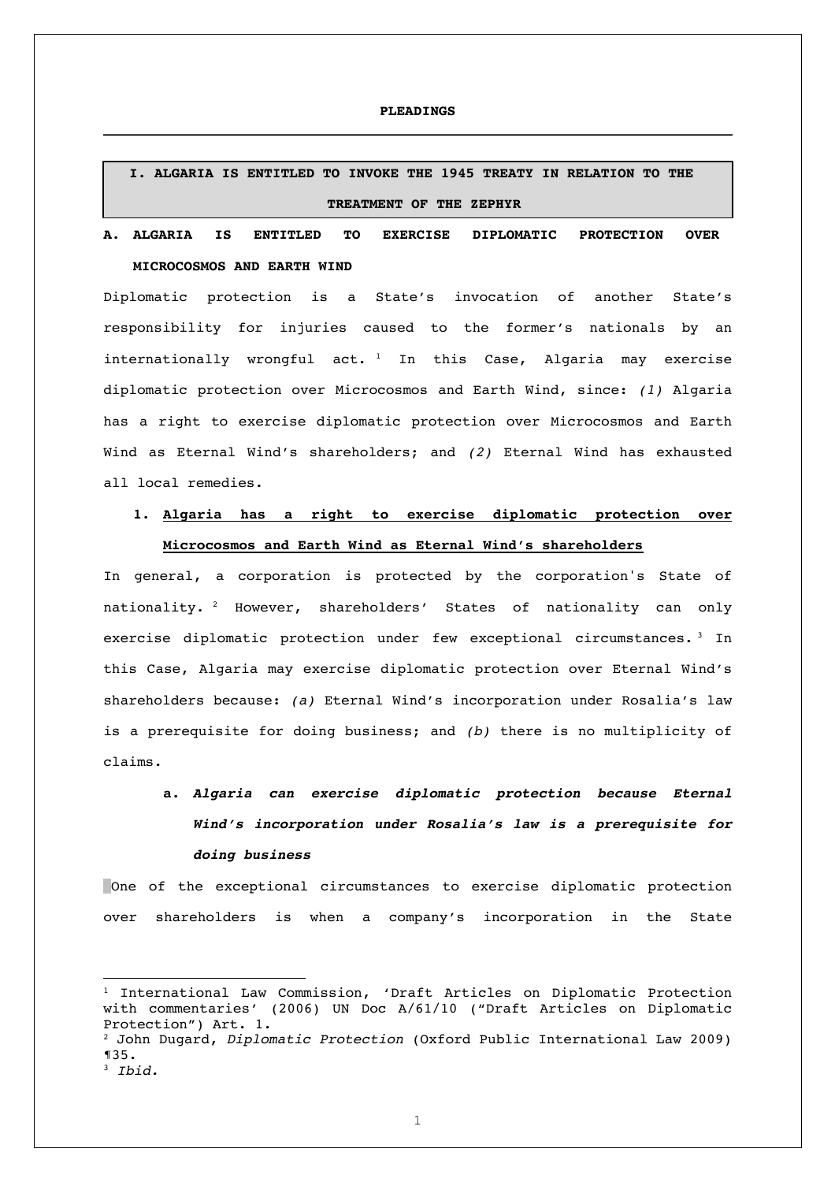# PLEADINGS

## I. ALGARIA IS ENTITLED TO INVOKE THE 1945 TREATY IN RELATION TO THE TREATMENT OF THE ZEPHYR

### A. ALGARIA IS ENTITLED TO EXERCISE DIPLOMATIC PROTECTION OVER MICROCOSMOS AND EARTH WIND

Diplomatic protection is a State's invocation of another State's responsibility for injuries caused to the former's nationals by an internationally wrongful act.[1] In this Case, Algaria may exercise diplomatic protection over Microcosmos and Earth Wind, since: *(1)* Algaria has a right to exercise diplomatic protection over Microcosmos and Earth Wind as Eternal Wind's shareholders; and *(2)* Eternal Wind has exhausted all local remedies.

#### 1. <u>Algaria has a right to exercise diplomatic protection over Microcosmos and Earth Wind as Eternal Wind's shareholders</u>

In general, a corporation is protected by the corporation's State of nationality.[2] However, shareholders' States of nationality can only exercise diplomatic protection under few exceptional circumstances.[3] In this Case, Algaria may exercise diplomatic protection over Eternal Wind's shareholders because: *(a)* Eternal Wind's incorporation under Rosalia's law is a prerequisite for doing business; and *(b)* there is no multiplicity of claims.

##### a. ***Algaria can exercise diplomatic protection because Eternal Wind's incorporation under Rosalia's law is a prerequisite for doing business***

One of the exceptional circumstances to exercise diplomatic protection over shareholders is when a company's incorporation in the State

---

[1] International Law Commission, 'Draft Articles on Diplomatic Protection with commentaries' (2006) UN Doc A/61/10 ("Draft Articles on Diplomatic Protection") Art. 1.

[2] John Dugard, *Diplomatic Protection* (Oxford Public International Law 2009) ¶35.

[3] *Ibid.*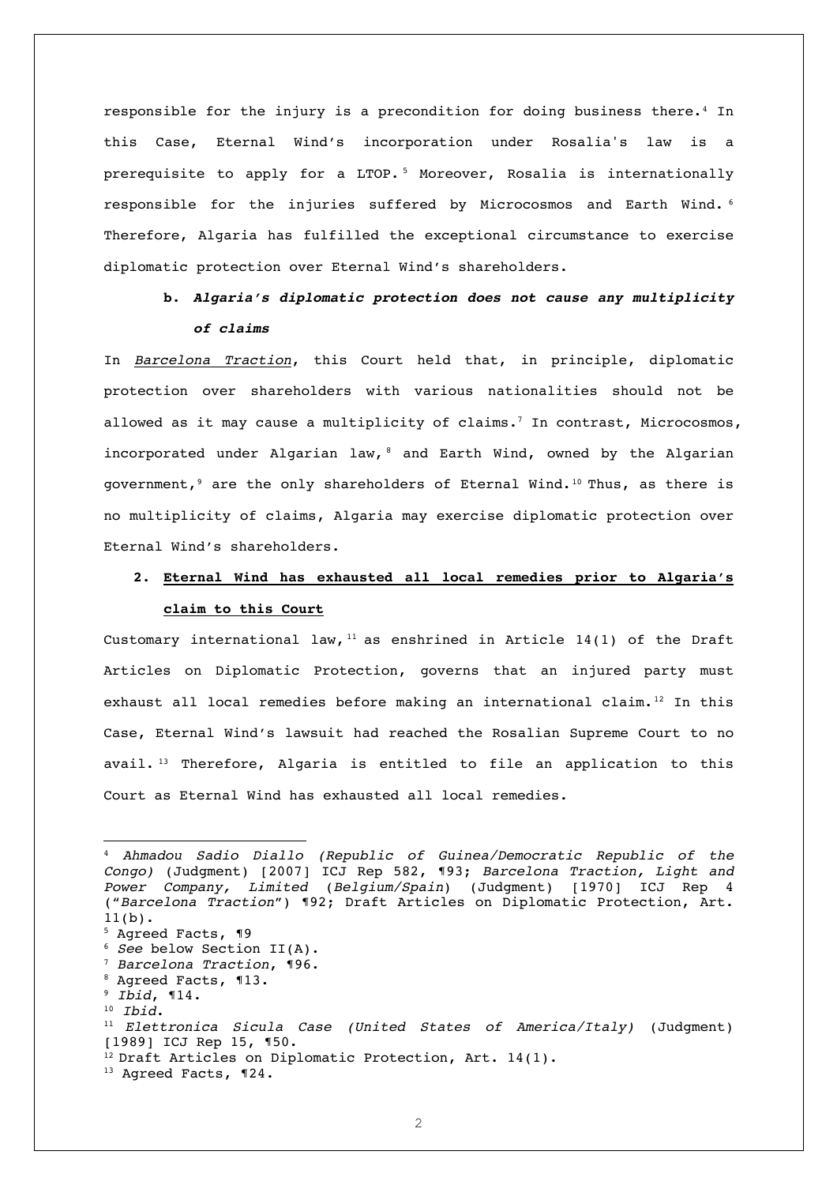responsible for the injury is a precondition for doing business there.[4] In this Case, Eternal Wind's incorporation under Rosalia's law is a prerequisite to apply for a LTOP.[5] Moreover, Rosalia is internationally responsible for the injuries suffered by Microcosmos and Earth Wind.[6] Therefore, Algaria has fulfilled the exceptional circumstance to exercise diplomatic protection over Eternal Wind's shareholders.

**b. *Algaria's diplomatic protection does not cause any multiplicity of claims***

In Barcelona Traction, this Court held that, in principle, diplomatic protection over shareholders with various nationalities should not be allowed as it may cause a multiplicity of claims.[7] In contrast, Microcosmos, incorporated under Algarian law,[8] and Earth Wind, owned by the Algarian government,[9] are the only shareholders of Eternal Wind.[10] Thus, as there is no multiplicity of claims, Algaria may exercise diplomatic protection over Eternal Wind's shareholders.

**2. Eternal Wind has exhausted all local remedies prior to Algaria's claim to this Court**

Customary international law,[11] as enshrined in Article 14(1) of the Draft Articles on Diplomatic Protection, governs that an injured party must exhaust all local remedies before making an international claim.[12] In this Case, Eternal Wind's lawsuit had reached the Rosalian Supreme Court to no avail.[13] Therefore, Algaria is entitled to file an application to this Court as Eternal Wind has exhausted all local remedies.

---

[4] *Ahmadou Sadio Diallo (Republic of Guinea/Democratic Republic of the Congo)* (Judgment) [2007] ICJ Rep 582, ¶93; *Barcelona Traction, Light and Power Company, Limited* (*Belgium/Spain*) (Judgment) [1970] ICJ Rep 4 ("*Barcelona Traction*") ¶92; Draft Articles on Diplomatic Protection, Art. 11(b).

[5] Agreed Facts, ¶9

[6] *See* below Section II(A).

[7] *Barcelona Traction*, ¶96.

[8] Agreed Facts, ¶13.

[9] *Ibid*, ¶14.

[10] *Ibid*.

[11] *Elettronica Sicula Case (United States of America/Italy)* (Judgment) [1989] ICJ Rep 15, ¶50.

[12] Draft Articles on Diplomatic Protection, Art. 14(1).

[13] Agreed Facts, ¶24.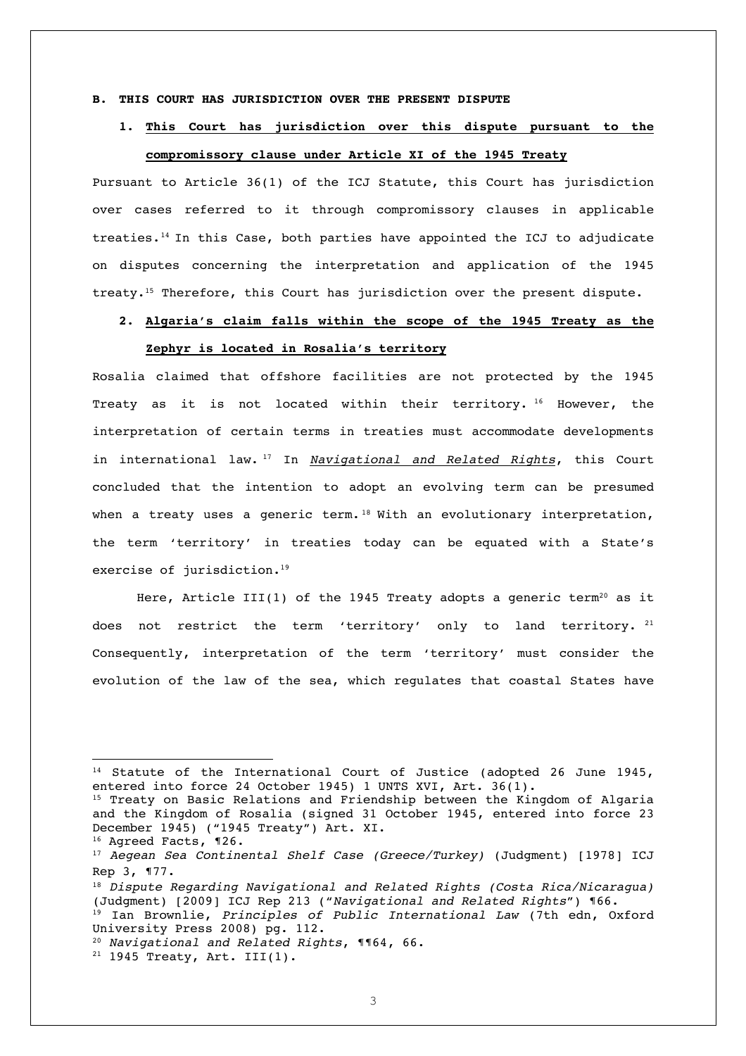**B. THIS COURT HAS JURISDICTION OVER THE PRESENT DISPUTE**

**1. This Court has jurisdiction over this dispute pursuant to the compromissory clause under Article XI of the 1945 Treaty**

Pursuant to Article 36(1) of the ICJ Statute, this Court has jurisdiction over cases referred to it through compromissory clauses in applicable treaties.[14] In this Case, both parties have appointed the ICJ to adjudicate on disputes concerning the interpretation and application of the 1945 treaty.[15] Therefore, this Court has jurisdiction over the present dispute.

**2. Algaria's claim falls within the scope of the 1945 Treaty as the Zephyr is located in Rosalia's territory**

Rosalia claimed that offshore facilities are not protected by the 1945 Treaty as it is not located within their territory.[16] However, the interpretation of certain terms in treaties must accommodate developments in international law.[17] In *Navigational and Related Rights*, this Court concluded that the intention to adopt an evolving term can be presumed when a treaty uses a generic term.[18] With an evolutionary interpretation, the term 'territory' in treaties today can be equated with a State's exercise of jurisdiction.[19]

Here, Article III(1) of the 1945 Treaty adopts a generic term[20] as it does not restrict the term 'territory' only to land territory.[21] Consequently, interpretation of the term 'territory' must consider the evolution of the law of the sea, which regulates that coastal States have

---

[14] Statute of the International Court of Justice (adopted 26 June 1945, entered into force 24 October 1945) 1 UNTS XVI, Art. 36(1).

[15] Treaty on Basic Relations and Friendship between the Kingdom of Algaria and the Kingdom of Rosalia (signed 31 October 1945, entered into force 23 December 1945) ("1945 Treaty") Art. XI.

[16] Agreed Facts, ¶26.

[17] *Aegean Sea Continental Shelf Case (Greece/Turkey)* (Judgment) [1978] ICJ Rep 3, ¶77.

[18] *Dispute Regarding Navigational and Related Rights (Costa Rica/Nicaragua)* (Judgment) [2009] ICJ Rep 213 ("*Navigational and Related Rights*") ¶66.

[19] Ian Brownlie, *Principles of Public International Law* (7th edn, Oxford University Press 2008) pg. 112.

[20] *Navigational and Related Rights*, ¶¶64, 66.

[21] 1945 Treaty, Art. III(1).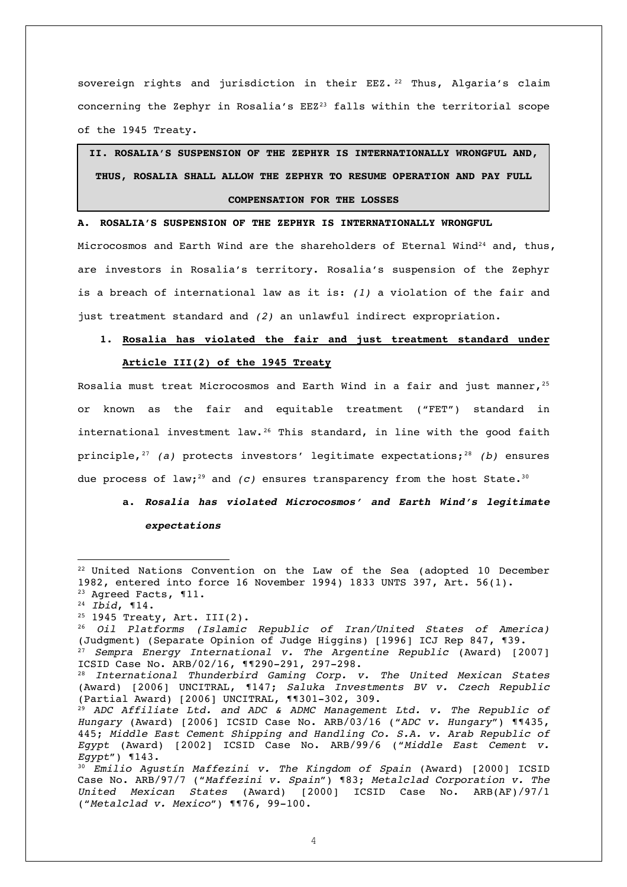sovereign rights and jurisdiction in their EEZ.[22] Thus, Algaria's claim concerning the Zephyr in Rosalia's EEZ[23] falls within the territorial scope of the 1945 Treaty.

## II. ROSALIA'S SUSPENSION OF THE ZEPHYR IS INTERNATIONALLY WRONGFUL AND, THUS, ROSALIA SHALL ALLOW THE ZEPHYR TO RESUME OPERATION AND PAY FULL COMPENSATION FOR THE LOSSES

### A. ROSALIA'S SUSPENSION OF THE ZEPHYR IS INTERNATIONALLY WRONGFUL

Microcosmos and Earth Wind are the shareholders of Eternal Wind[24] and, thus, are investors in Rosalia's territory. Rosalia's suspension of the Zephyr is a breach of international law as it is: *(1)* a violation of the fair and just treatment standard and *(2)* an unlawful indirect expropriation.

#### 1. Rosalia has violated the fair and just treatment standard under Article III(2) of the 1945 Treaty

Rosalia must treat Microcosmos and Earth Wind in a fair and just manner,[25] or known as the fair and equitable treatment ("FET") standard in international investment law.[26] This standard, in line with the good faith principle,[27] *(a)* protects investors' legitimate expectations;[28] *(b)* ensures due process of law;[29] and *(c)* ensures transparency from the host State.[30]

##### a. *Rosalia has violated Microcosmos' and Earth Wind's legitimate expectations*

---

[22] United Nations Convention on the Law of the Sea (adopted 10 December 1982, entered into force 16 November 1994) 1833 UNTS 397, Art. 56(1).

[23] Agreed Facts, ¶11.

[24] *Ibid*, ¶14.

[25] 1945 Treaty, Art. III(2).

[26] *Oil Platforms (Islamic Republic of Iran/United States of America)* (Judgment) (Separate Opinion of Judge Higgins) [1996] ICJ Rep 847, ¶39.

[27] *Sempra Energy International v. The Argentine Republic* (Award) [2007] ICSID Case No. ARB/02/16, ¶¶290-291, 297-298.

[28] *International Thunderbird Gaming Corp. v. The United Mexican States* (Award) [2006] UNCITRAL, ¶147; *Saluka Investments BV v. Czech Republic* (Partial Award) [2006] UNCITRAL, ¶¶301-302, 309.

[29] *ADC Affiliate Ltd. and ADC & ADMC Management Ltd. v. The Republic of Hungary* (Award) [2006] ICSID Case No. ARB/03/16 ("*ADC v. Hungary*") ¶¶435, 445; *Middle East Cement Shipping and Handling Co. S.A. v. Arab Republic of Egypt* (Award) [2002] ICSID Case No. ARB/99/6 ("*Middle East Cement v. Egypt*") ¶143.

[30] *Emilio Agustín Maffezini v. The Kingdom of Spain* (Award) [2000] ICSID Case No. ARB/97/7 ("*Maffezini v. Spain*") ¶83; *Metalclad Corporation v. The United Mexican States* (Award) [2000] ICSID Case No. ARB(AF)/97/1 ("*Metalclad v. Mexico*") ¶¶76, 99-100.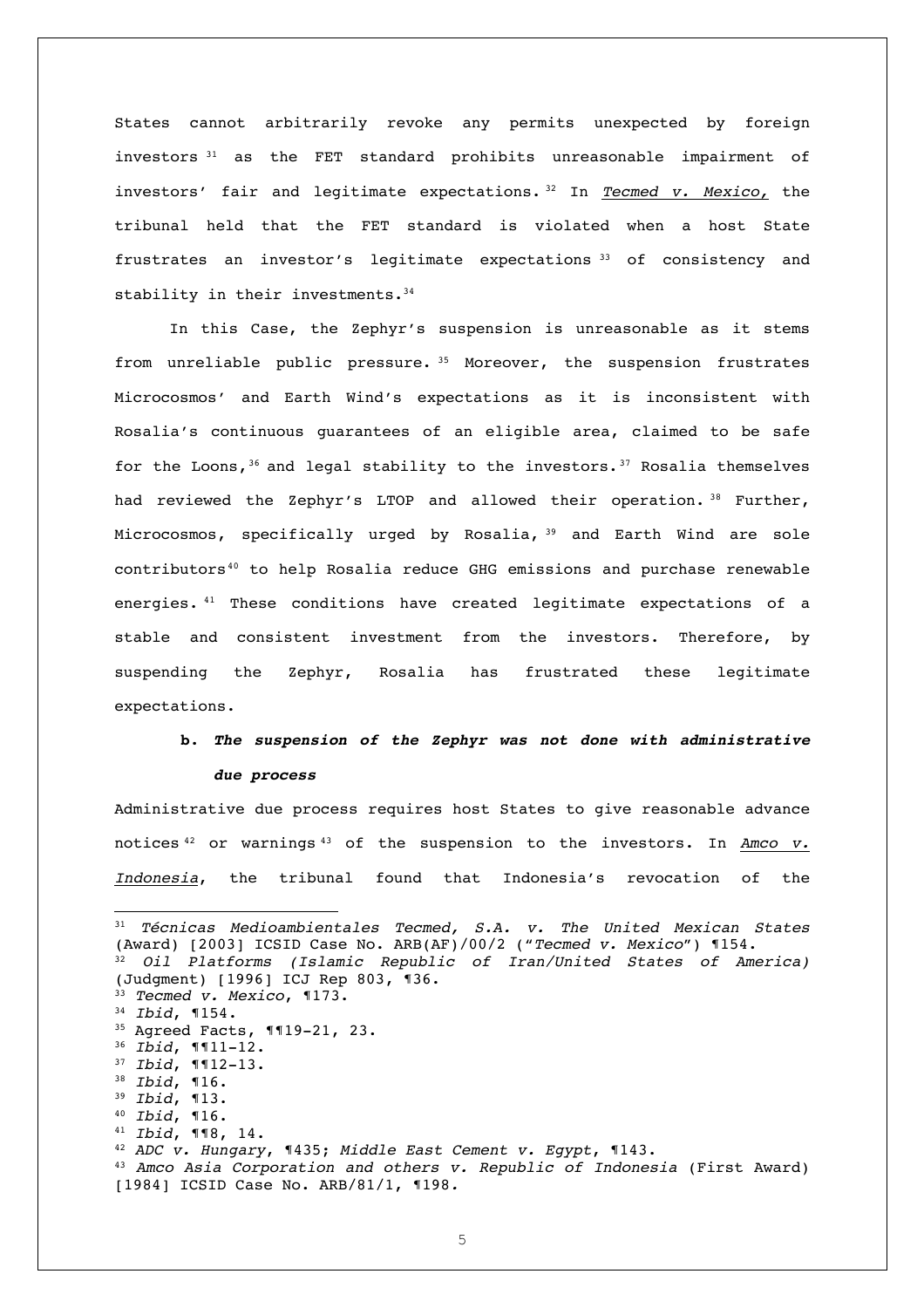States cannot arbitrarily revoke any permits unexpected by foreign investors[31] as the FET standard prohibits unreasonable impairment of investors' fair and legitimate expectations.[32] In *Tecmed v. Mexico,* the tribunal held that the FET standard is violated when a host State frustrates an investor's legitimate expectations[33] of consistency and stability in their investments.[34]

In this Case, the Zephyr's suspension is unreasonable as it stems from unreliable public pressure.[35] Moreover, the suspension frustrates Microcosmos' and Earth Wind's expectations as it is inconsistent with Rosalia's continuous guarantees of an eligible area, claimed to be safe for the Loons,[36] and legal stability to the investors.[37] Rosalia themselves had reviewed the Zephyr's LTOP and allowed their operation.[38] Further, Microcosmos, specifically urged by Rosalia,[39] and Earth Wind are sole contributors[40] to help Rosalia reduce GHG emissions and purchase renewable energies.[41] These conditions have created legitimate expectations of a stable and consistent investment from the investors. Therefore, by suspending the Zephyr, Rosalia has frustrated these legitimate expectations.

**b. *The suspension of the Zephyr was not done with administrative due process***

Administrative due process requires host States to give reasonable advance notices[42] or warnings[43] of the suspension to the investors. In *Amco v. Indonesia*, the tribunal found that Indonesia's revocation of the

---

[31] *Técnicas Medioambientales Tecmed, S.A. v. The United Mexican States* (Award) [2003] ICSID Case No. ARB(AF)/00/2 ("*Tecmed v. Mexico*") ¶154.

[32] *Oil Platforms (Islamic Republic of Iran/United States of America)* (Judgment) [1996] ICJ Rep 803, ¶36.

[33] *Tecmed v. Mexico*, ¶173.

[34] *Ibid*, ¶154.

[35] Agreed Facts, ¶¶19-21, 23.

[36] *Ibid*, ¶¶11-12.

[37] *Ibid*, ¶¶12-13.

[38] *Ibid*, ¶16.

[39] *Ibid*, ¶13.

[40] *Ibid*, ¶16.

[41] *Ibid*, ¶¶8, 14.

[42] *ADC v. Hungary*, ¶435; *Middle East Cement v. Egypt*, ¶143.

[43] *Amco Asia Corporation and others v. Republic of Indonesia* (First Award) [1984] ICSID Case No. ARB/81/1, ¶198.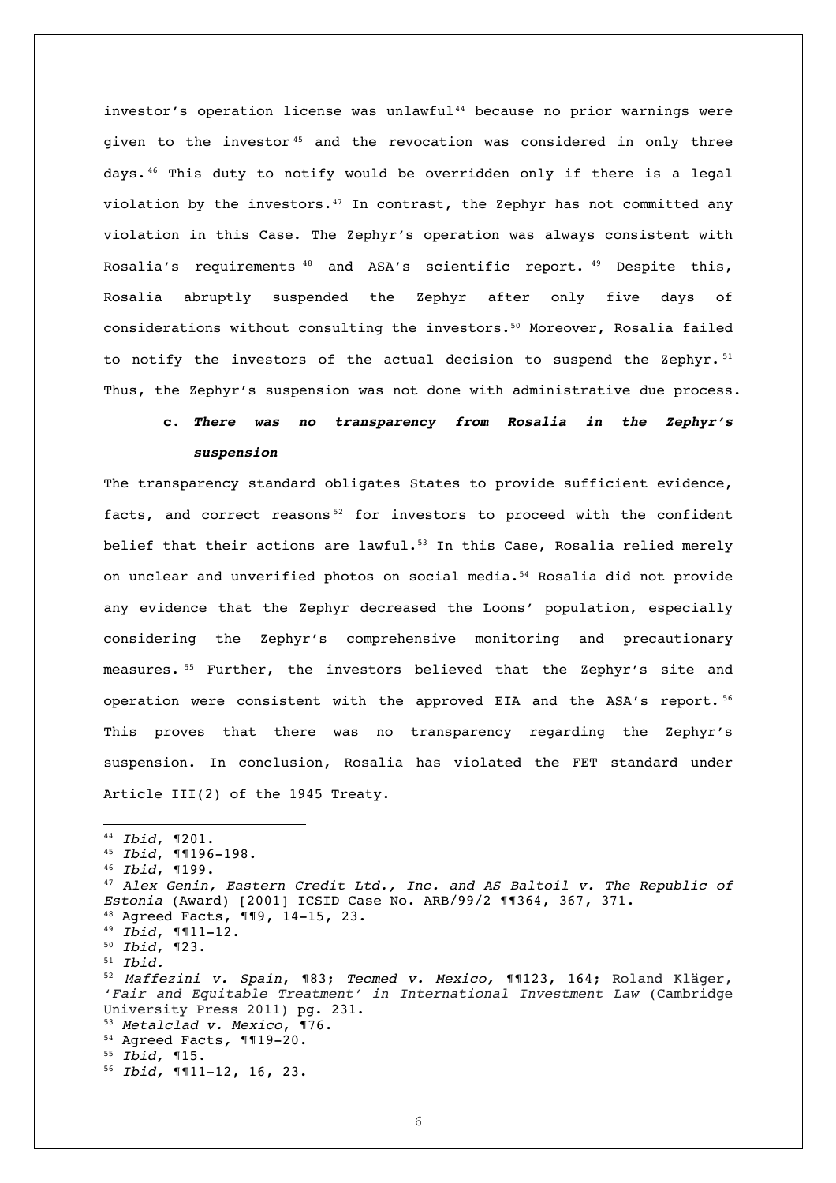investor's operation license was unlawful[44] because no prior warnings were given to the investor[45] and the revocation was considered in only three days.[46] This duty to notify would be overridden only if there is a legal violation by the investors.[47] In contrast, the Zephyr has not committed any violation in this Case. The Zephyr's operation was always consistent with Rosalia's requirements[48] and ASA's scientific report.[49] Despite this, Rosalia abruptly suspended the Zephyr after only five days of considerations without consulting the investors.[50] Moreover, Rosalia failed to notify the investors of the actual decision to suspend the Zephyr.[51] Thus, the Zephyr's suspension was not done with administrative due process.

#### c. *There was no transparency from Rosalia in the Zephyr's suspension*

The transparency standard obligates States to provide sufficient evidence, facts, and correct reasons[52] for investors to proceed with the confident belief that their actions are lawful.[53] In this Case, Rosalia relied merely on unclear and unverified photos on social media.[54] Rosalia did not provide any evidence that the Zephyr decreased the Loons' population, especially considering the Zephyr's comprehensive monitoring and precautionary measures.[55] Further, the investors believed that the Zephyr's site and operation were consistent with the approved EIA and the ASA's report.[56] This proves that there was no transparency regarding the Zephyr's suspension. In conclusion, Rosalia has violated the FET standard under Article III(2) of the 1945 Treaty.

---

[44] *Ibid*, ¶201.
[45] *Ibid*, ¶¶196-198.
[46] *Ibid*, ¶199.
[47] *Alex Genin, Eastern Credit Ltd., Inc. and AS Baltoil v. The Republic of Estonia* (Award) [2001] ICSID Case No. ARB/99/2 ¶¶364, 367, 371.
[48] Agreed Facts, ¶¶9, 14-15, 23.
[49] *Ibid*, ¶¶11-12.
[50] *Ibid*, ¶23.
[51] *Ibid*.
[52] *Maffezini v. Spain*, ¶83; *Tecmed v. Mexico,* ¶¶123, 164; Roland Kläger, *'Fair and Equitable Treatment' in International Investment Law* (Cambridge University Press 2011) pg. 231.
[53] *Metalclad v. Mexico*, ¶76.
[54] Agreed Facts*,* ¶¶19-20.
[55] *Ibid,* ¶15.
[56] *Ibid,* ¶¶11-12, 16, 23.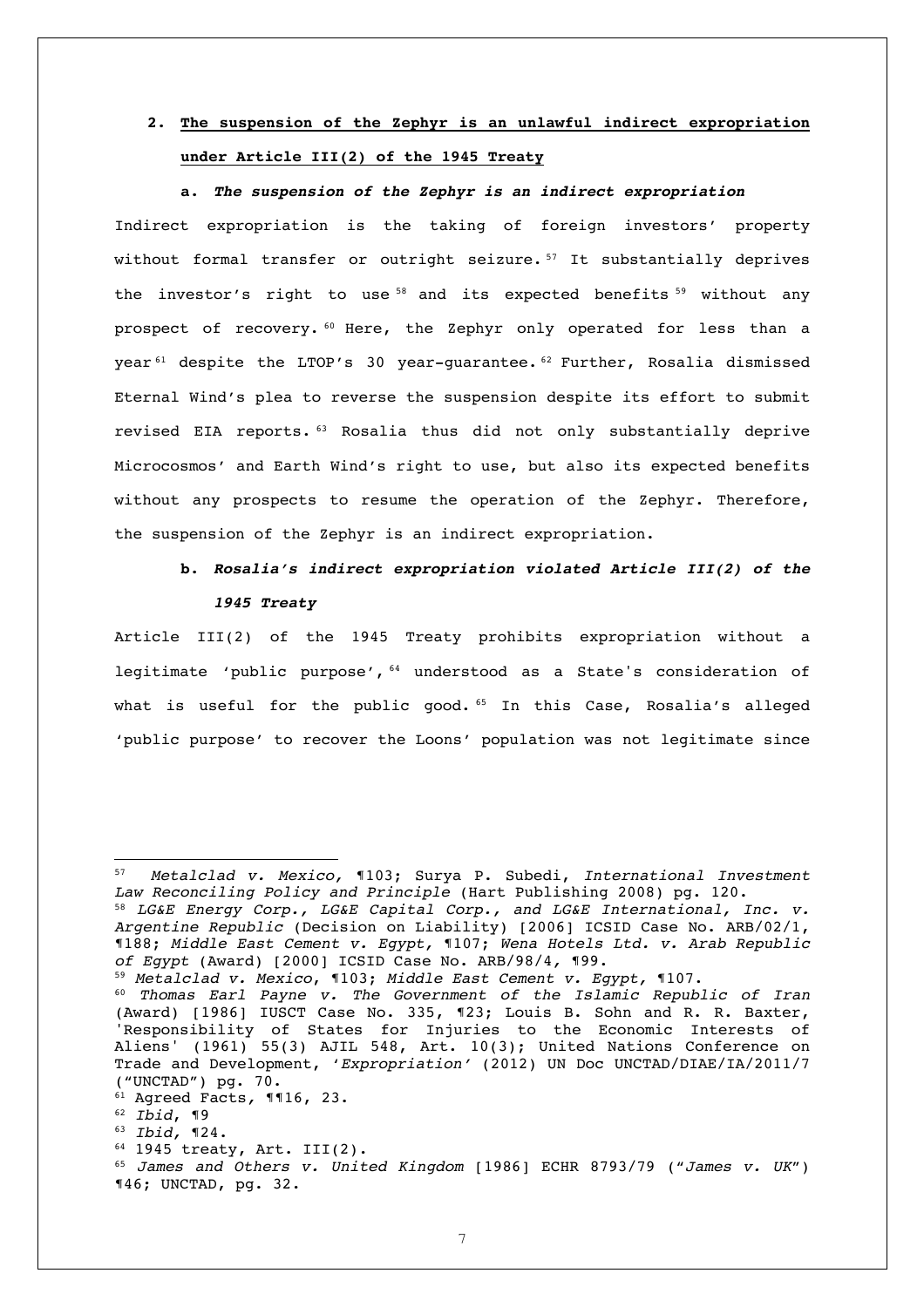## 2. **The suspension of the Zephyr is an unlawful indirect expropriation under Article III(2) of the 1945 Treaty**

### a. ***The suspension of the Zephyr is an indirect expropriation***

Indirect expropriation is the taking of foreign investors' property without formal transfer or outright seizure.[57] It substantially deprives the investor's right to use[58] and its expected benefits[59] without any prospect of recovery.[60] Here, the Zephyr only operated for less than a year[61] despite the LTOP's 30 year-guarantee.[62] Further, Rosalia dismissed Eternal Wind's plea to reverse the suspension despite its effort to submit revised EIA reports.[63] Rosalia thus did not only substantially deprive Microcosmos' and Earth Wind's right to use, but also its expected benefits without any prospects to resume the operation of the Zephyr. Therefore, the suspension of the Zephyr is an indirect expropriation.

### b. ***Rosalia's indirect expropriation violated Article III(2) of the 1945 Treaty***

Article III(2) of the 1945 Treaty prohibits expropriation without a legitimate 'public purpose',[64] understood as a State's consideration of what is useful for the public good.[65] In this Case, Rosalia's alleged 'public purpose' to recover the Loons' population was not legitimate since

---

[57] *Metalclad v. Mexico,* ¶103; Surya P. Subedi, *International Investment Law Reconciling Policy and Principle* (Hart Publishing 2008) pg. 120.

[58] *LG&E Energy Corp., LG&E Capital Corp., and LG&E International, Inc. v. Argentine Republic* (Decision on Liability) [2006] ICSID Case No. ARB/02/1, ¶188; *Middle East Cement v. Egypt,* ¶107; *Wena Hotels Ltd. v. Arab Republic of Egypt* (Award) [2000] ICSID Case No. ARB/98/4, ¶99.

[59] *Metalclad v. Mexico*, ¶103; *Middle East Cement v. Egypt,* ¶107.

[60] *Thomas Earl Payne v. The Government of the Islamic Republic of Iran* (Award) [1986] IUSCT Case No. 335, ¶23; Louis B. Sohn and R. R. Baxter, 'Responsibility of States for Injuries to the Economic Interests of Aliens' (1961) 55(3) AJIL 548, Art. 10(3); United Nations Conference on Trade and Development, '*Expropriation*' (2012) UN Doc UNCTAD/DIAE/IA/2011/7 ("UNCTAD") pg. 70.

[61] Agreed Facts, ¶¶16, 23.

[62] *Ibid*, ¶9

[63] *Ibid,* ¶24.

[64] 1945 treaty, Art. III(2).

[65] *James and Others v. United Kingdom* [1986] ECHR 8793/79 ("*James v. UK*") ¶46; UNCTAD, pg. 32.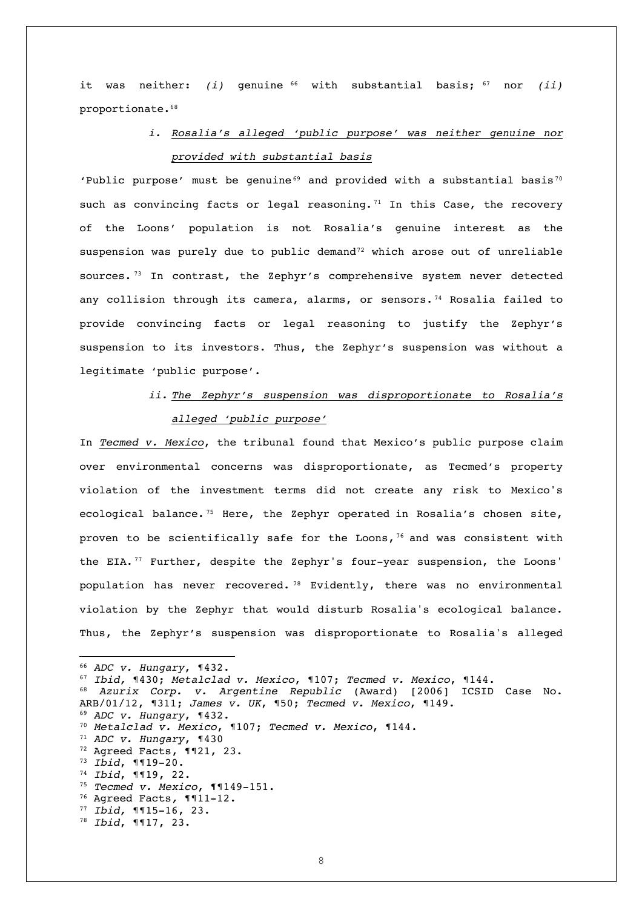it was neither: *(i)* genuine [66] with substantial basis; [67] nor *(ii)* proportionate.[68]

### i. <u>Rosalia's alleged 'public purpose' was neither genuine nor provided with substantial basis</u>

'Public purpose' must be genuine[69] and provided with a substantial basis[70] such as convincing facts or legal reasoning.[71] In this Case, the recovery of the Loons' population is not Rosalia's genuine interest as the suspension was purely due to public demand[72] which arose out of unreliable sources.[73] In contrast, the Zephyr's comprehensive system never detected any collision through its camera, alarms, or sensors.[74] Rosalia failed to provide convincing facts or legal reasoning to justify the Zephyr's suspension to its investors. Thus, the Zephyr's suspension was without a legitimate 'public purpose'.

### ii. <u>The Zephyr's suspension was disproportionate to Rosalia's alleged 'public purpose'</u>

In <u>*Tecmed v. Mexico*</u>, the tribunal found that Mexico's public purpose claim over environmental concerns was disproportionate, as Tecmed's property violation of the investment terms did not create any risk to Mexico's ecological balance.[75] Here, the Zephyr operated in Rosalia's chosen site, proven to be scientifically safe for the Loons,[76] and was consistent with the EIA.[77] Further, despite the Zephyr's four-year suspension, the Loons' population has never recovered.[78] Evidently, there was no environmental violation by the Zephyr that would disturb Rosalia's ecological balance. Thus, the Zephyr's suspension was disproportionate to Rosalia's alleged

---

[66] *ADC v. Hungary*, ¶432.
[67] *Ibid,* ¶430; *Metalclad v. Mexico*, ¶107; *Tecmed v. Mexico*, ¶144.
[68] *Azurix Corp. v. Argentine Republic* (Award) [2006] ICSID Case No. ARB/01/12, ¶311; *James v. UK*, ¶50; *Tecmed v. Mexico*, ¶149.
[69] *ADC v. Hungary*, ¶432.
[70] *Metalclad v. Mexico*, ¶107; *Tecmed v. Mexico*, ¶144.
[71] *ADC v. Hungary*, ¶430
[72] Agreed Facts, ¶¶21, 23.
[73] *Ibid*, ¶¶19-20.
[74] *Ibid*, ¶¶19, 22.
[75] *Tecmed v. Mexico*, ¶¶149-151.
[76] Agreed Facts, ¶¶11-12.
[77] *Ibid,* ¶¶15-16, 23.
[78] *Ibid*, ¶¶17, 23.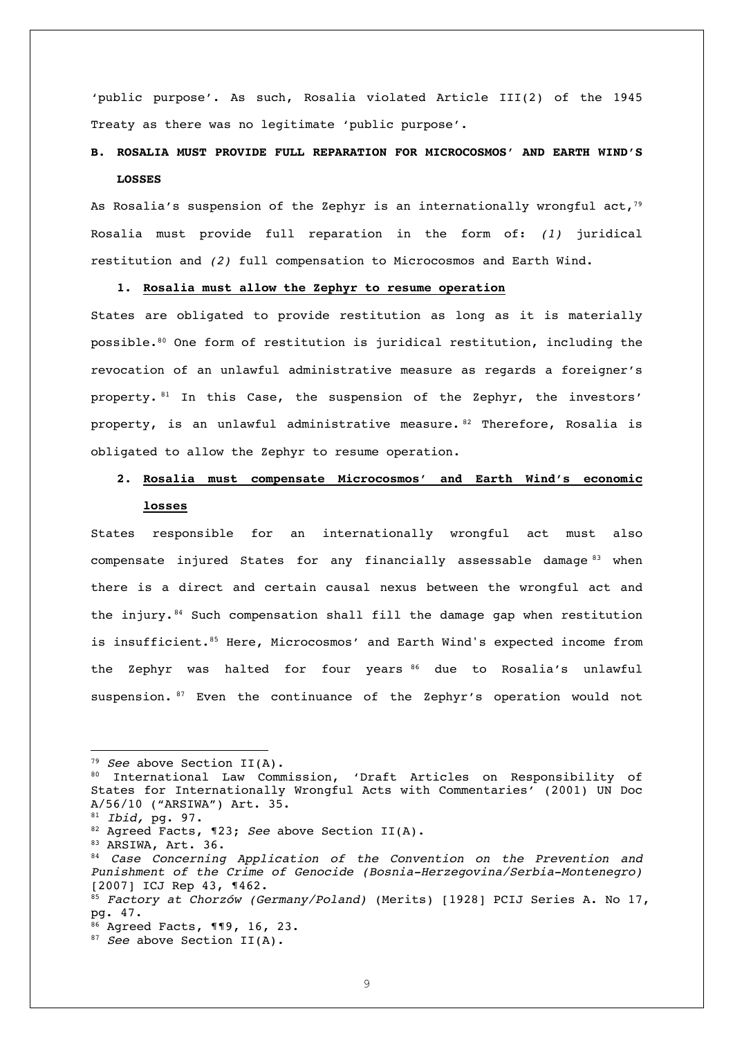'public purpose'. As such, Rosalia violated Article III(2) of the 1945 Treaty as there was no legitimate 'public purpose'.

**B. ROSALIA MUST PROVIDE FULL REPARATION FOR MICROCOSMOS' AND EARTH WIND'S LOSSES**

As Rosalia's suspension of the Zephyr is an internationally wrongful act,[79] Rosalia must provide full reparation in the form of: *(1)* juridical restitution and *(2)* full compensation to Microcosmos and Earth Wind.

**1. <u>Rosalia must allow the Zephyr to resume operation</u>**

States are obligated to provide restitution as long as it is materially possible.[80] One form of restitution is juridical restitution, including the revocation of an unlawful administrative measure as regards a foreigner's property.[81] In this Case, the suspension of the Zephyr, the investors' property, is an unlawful administrative measure.[82] Therefore, Rosalia is obligated to allow the Zephyr to resume operation.

**2. <u>Rosalia must compensate Microcosmos' and Earth Wind's economic losses</u>**

States responsible for an internationally wrongful act must also compensate injured States for any financially assessable damage[83] when there is a direct and certain causal nexus between the wrongful act and the injury.[84] Such compensation shall fill the damage gap when restitution is insufficient.[85] Here, Microcosmos' and Earth Wind's expected income from the Zephyr was halted for four years[86] due to Rosalia's unlawful suspension.[87] Even the continuance of the Zephyr's operation would not

---

[79] *See* above Section II(A).

[80] International Law Commission, 'Draft Articles on Responsibility of States for Internationally Wrongful Acts with Commentaries' (2001) UN Doc A/56/10 ("ARSIWA") Art. 35.

[81] *Ibid,* pg. 97.

[82] Agreed Facts, ¶23; *See* above Section II(A).

[83] ARSIWA, Art. 36.

[84] *Case Concerning Application of the Convention on the Prevention and Punishment of the Crime of Genocide (Bosnia-Herzegovina/Serbia-Montenegro)* [2007] ICJ Rep 43, ¶462.

[85] *Factory at Chorzów (Germany/Poland)* (Merits) [1928] PCIJ Series A. No 17, pg. 47.

[86] Agreed Facts, ¶¶9, 16, 23.

[87] *See* above Section II(A).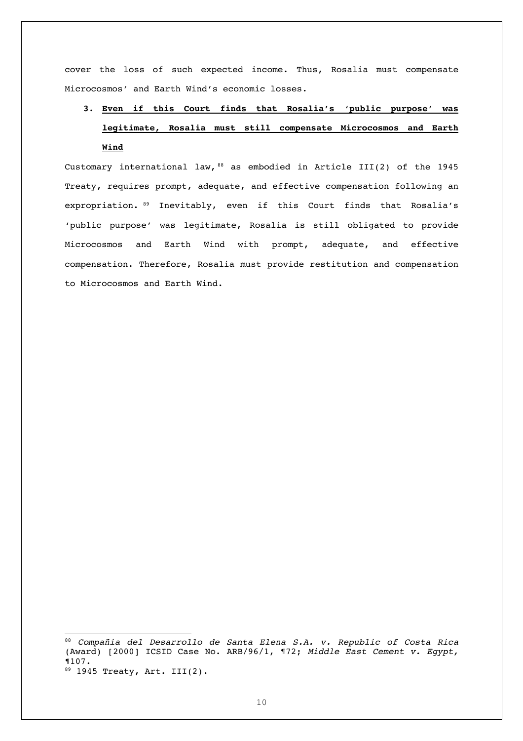cover the loss of such expected income. Thus, Rosalia must compensate Microcosmos' and Earth Wind's economic losses.

### 3. **Even if this Court finds that Rosalia's 'public purpose' was legitimate, Rosalia must still compensate Microcosmos and Earth Wind**

Customary international law,[88] as embodied in Article III(2) of the 1945 Treaty, requires prompt, adequate, and effective compensation following an expropriation.[89] Inevitably, even if this Court finds that Rosalia's 'public purpose' was legitimate, Rosalia is still obligated to provide Microcosmos and Earth Wind with prompt, adequate, and effective compensation. Therefore, Rosalia must provide restitution and compensation to Microcosmos and Earth Wind.

---

[88] *Compañia del Desarrollo de Santa Elena S.A. v. Republic of Costa Rica* (Award) [2000] ICSID Case No. ARB/96/1, ¶72; *Middle East Cement v. Egypt,* ¶107.

[89] 1945 Treaty, Art. III(2).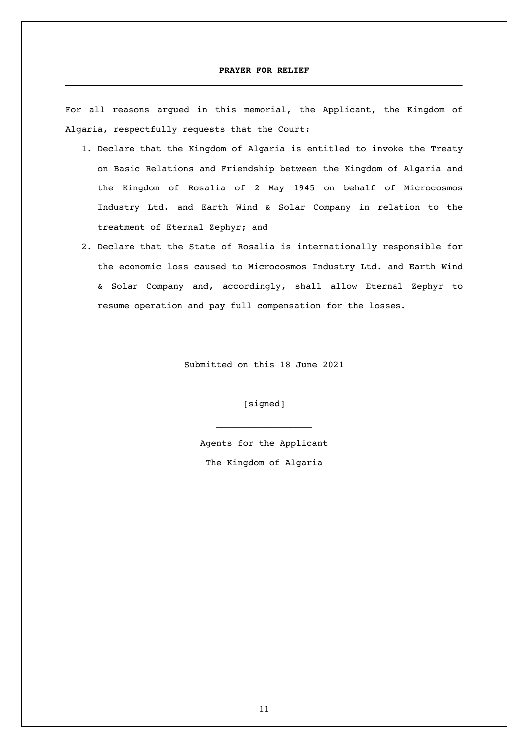## PRAYER FOR RELIEF

For all reasons argued in this memorial, the Applicant, the Kingdom of Algaria, respectfully requests that the Court:

1. Declare that the Kingdom of Algaria is entitled to invoke the Treaty on Basic Relations and Friendship between the Kingdom of Algaria and the Kingdom of Rosalia of 2 May 1945 on behalf of Microcosmos Industry Ltd. and Earth Wind & Solar Company in relation to the treatment of Eternal Zephyr; and
2. Declare that the State of Rosalia is internationally responsible for the economic loss caused to Microcosmos Industry Ltd. and Earth Wind & Solar Company and, accordingly, shall allow Eternal Zephyr to resume operation and pay full compensation for the losses.

Submitted on this 18 June 2021

[signed]

\_\_\_\_\_\_\_\_\_\_\_\_\_\_\_\_\_\_

Agents for the Applicant

The Kingdom of Algaria